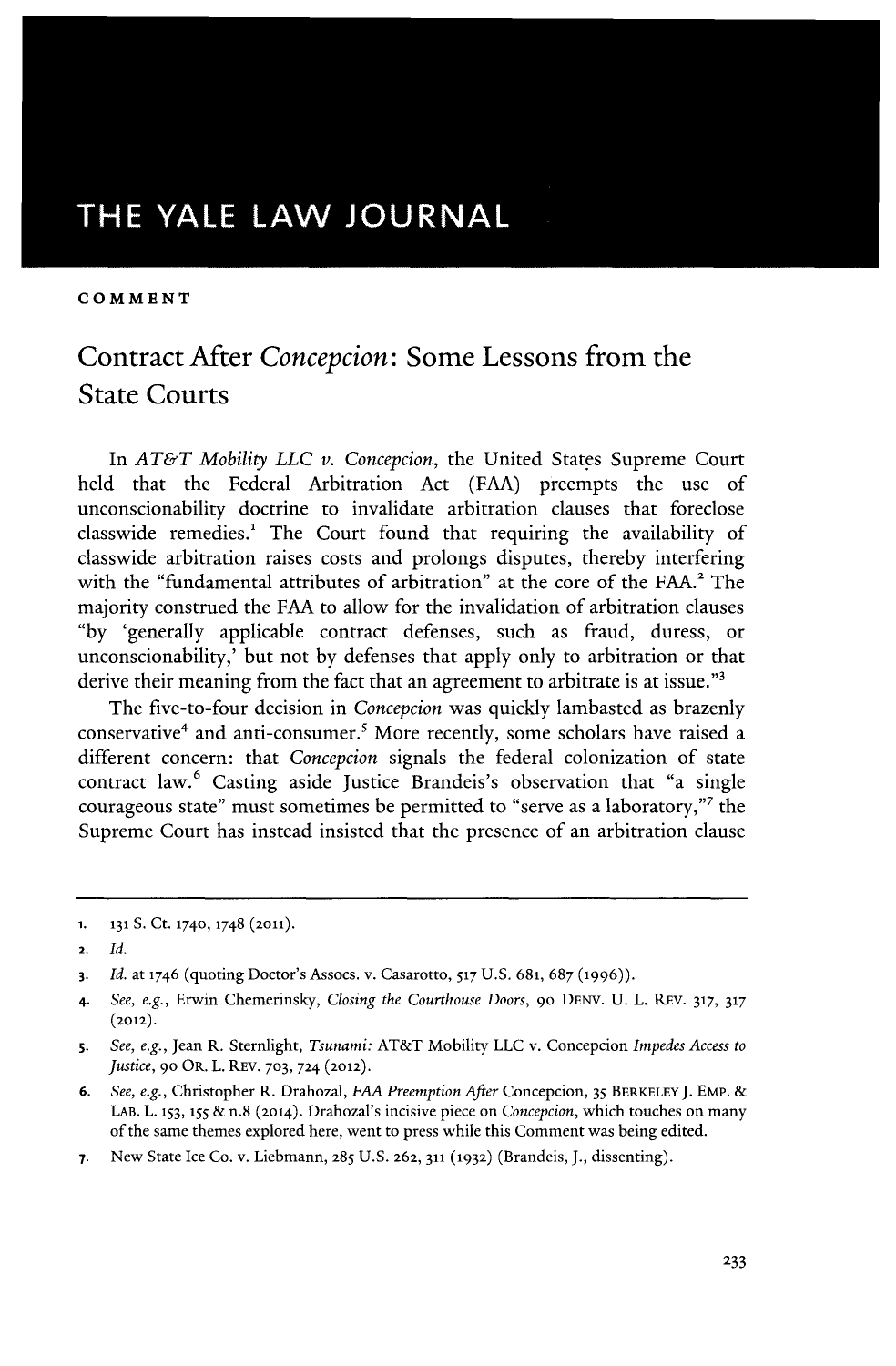THE YALE LAW JOURNAL

**COMMENT**

# Contract After *Concepcion*: Some Lessons from the State Courts

In *AT&T Mobility LLC v. Concepcion*, the United States Supreme Court held that the Federal Arbitration Act (FAA) preempts the use of unconscionability doctrine to invalidate arbitration clauses that foreclose classwide remedies.[1] The Court found that requiring the availability of classwide arbitration raises costs and prolongs disputes, thereby interfering with the "fundamental attributes of arbitration" at the core of the FAA.[2] The majority construed the FAA to allow for the invalidation of arbitration clauses "by 'generally applicable contract defenses, such as fraud, duress, or unconscionability,' but not by defenses that apply only to arbitration or that derive their meaning from the fact that an agreement to arbitrate is at issue."[3]

The five-to-four decision in *Concepcion* was quickly lambasted as brazenly conservative[4] and anti-consumer.[5] More recently, some scholars have raised a different concern: that *Concepcion* signals the federal colonization of state contract law.[6] Casting aside Justice Brandeis's observation that "a single courageous state" must sometimes be permitted to "serve as a laboratory,"[7] the Supreme Court has instead insisted that the presence of an arbitration clause

---

1. 131 S. Ct. 1740, 1748 (2011).
2. *Id.*
3. *Id.* at 1746 (quoting Doctor's Assocs. v. Casarotto, 517 U.S. 681, 687 (1996)).
4. *See, e.g.*, Erwin Chemerinsky, *Closing the Courthouse Doors*, 90 DENV. U. L. REV. 317, 317 (2012).
5. *See, e.g.*, Jean R. Sternlight, *Tsunami:* AT&T Mobility LLC v. Concepcion *Impedes Access to Justice*, 90 OR. L. REV. 703, 724 (2012).
6. *See, e.g.*, Christopher R. Drahozal, *FAA Preemption After* Concepcion, 35 BERKELEY J. EMP. & LAB. L. 153, 155 & n.8 (2014). Drahozal's incisive piece on *Concepcion*, which touches on many of the same themes explored here, went to press while this Comment was being edited.
7. New State Ice Co. v. Liebmann, 285 U.S. 262, 311 (1932) (Brandeis, J., dissenting).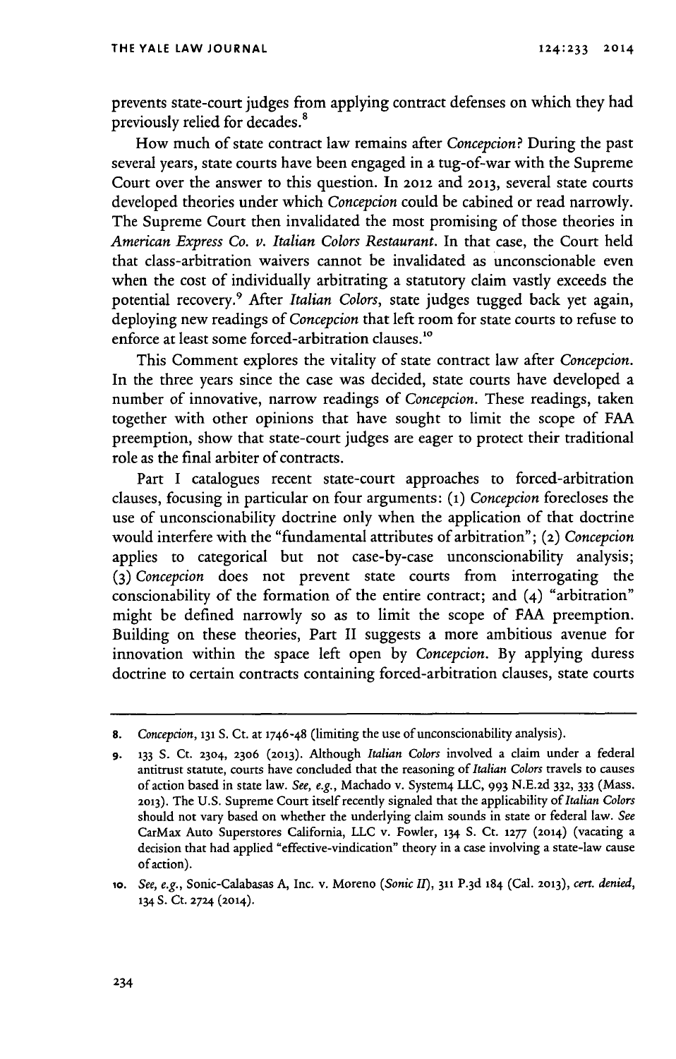prevents state-court judges from applying contract defenses on which they had previously relied for decades.[8]

How much of state contract law remains after *Concepcion*? During the past several years, state courts have been engaged in a tug-of-war with the Supreme Court over the answer to this question. In 2012 and 2013, several state courts developed theories under which *Concepcion* could be cabined or read narrowly. The Supreme Court then invalidated the most promising of those theories in *American Express Co. v. Italian Colors Restaurant*. In that case, the Court held that class-arbitration waivers cannot be invalidated as unconscionable even when the cost of individually arbitrating a statutory claim vastly exceeds the potential recovery.[9] After *Italian Colors*, state judges tugged back yet again, deploying new readings of *Concepcion* that left room for state courts to refuse to enforce at least some forced-arbitration clauses.[10]

This Comment explores the vitality of state contract law after *Concepcion*. In the three years since the case was decided, state courts have developed a number of innovative, narrow readings of *Concepcion*. These readings, taken together with other opinions that have sought to limit the scope of FAA preemption, show that state-court judges are eager to protect their traditional role as the final arbiter of contracts.

Part I catalogues recent state-court approaches to forced-arbitration clauses, focusing in particular on four arguments: (1) *Concepcion* forecloses the use of unconscionability doctrine only when the application of that doctrine would interfere with the "fundamental attributes of arbitration"; (2) *Concepcion* applies to categorical but not case-by-case unconscionability analysis; (3) *Concepcion* does not prevent state courts from interrogating the conscionability of the formation of the entire contract; and (4) "arbitration" might be defined narrowly so as to limit the scope of FAA preemption. Building on these theories, Part II suggests a more ambitious avenue for innovation within the space left open by *Concepcion*. By applying duress doctrine to certain contracts containing forced-arbitration clauses, state courts

---

8. *Concepcion*, 131 S. Ct. at 1746-48 (limiting the use of unconscionability analysis).

9. 133 S. Ct. 2304, 2306 (2013). Although *Italian Colors* involved a claim under a federal antitrust statute, courts have concluded that the reasoning of *Italian Colors* travels to causes of action based in state law. *See, e.g.*, Machado v. System4 LLC, 993 N.E.2d 332, 333 (Mass. 2013). The U.S. Supreme Court itself recently signaled that the applicability of *Italian Colors* should not vary based on whether the underlying claim sounds in state or federal law. *See* CarMax Auto Superstores California, LLC v. Fowler, 134 S. Ct. 1277 (2014) (vacating a decision that had applied "effective-vindication" theory in a case involving a state-law cause of action).

10. *See, e.g.*, Sonic-Calabasas A, Inc. v. Moreno (*Sonic II*), 311 P.3d 184 (Cal. 2013), *cert. denied*, 134 S. Ct. 2724 (2014).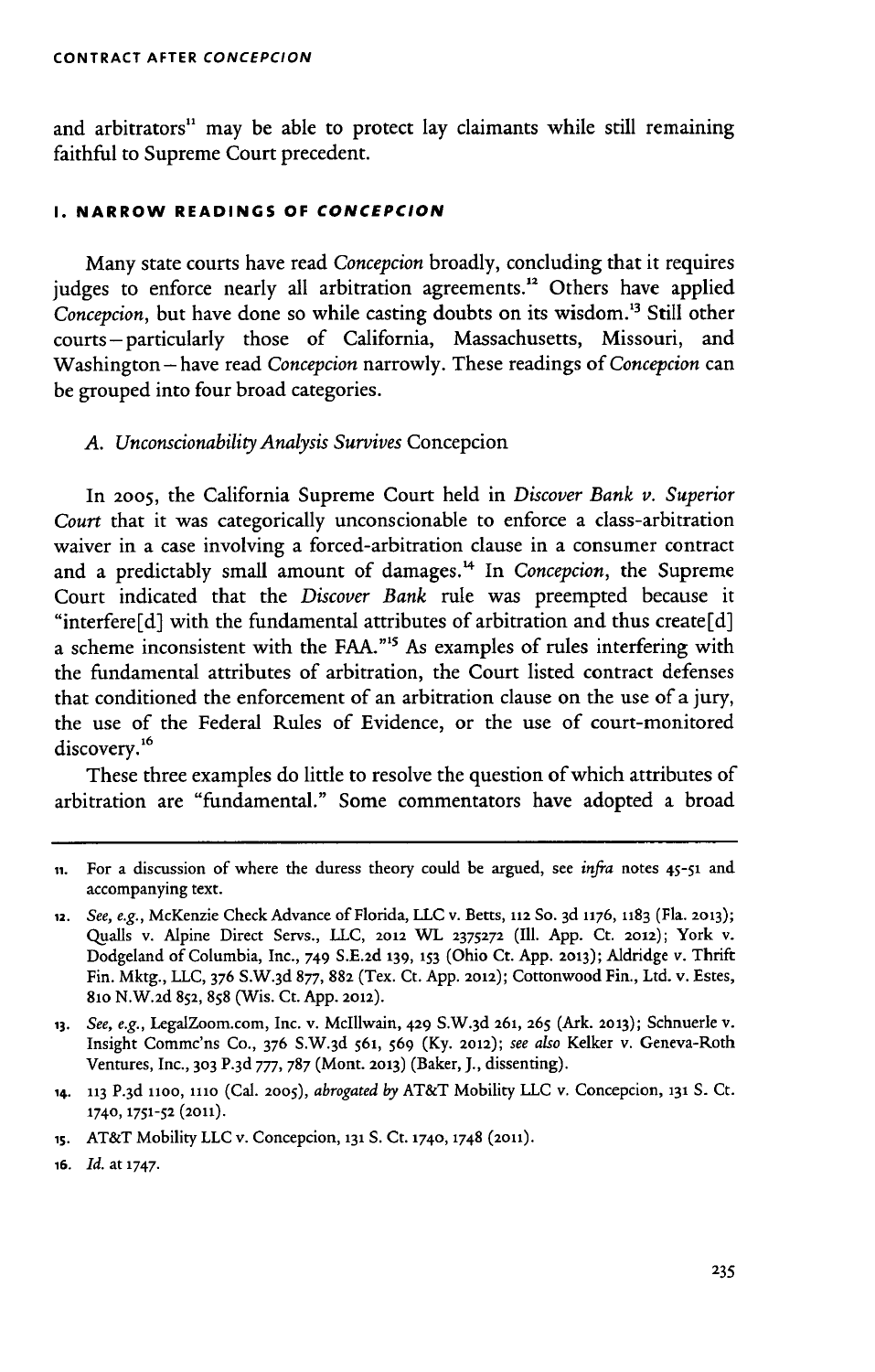and arbitrators[11] may be able to protect lay claimants while still remaining faithful to Supreme Court precedent.

## I. NARROW READINGS OF *CONCEPCION*

Many state courts have read *Concepcion* broadly, concluding that it requires judges to enforce nearly all arbitration agreements.[12] Others have applied *Concepcion*, but have done so while casting doubts on its wisdom.[13] Still other courts—particularly those of California, Massachusetts, Missouri, and Washington—have read *Concepcion* narrowly. These readings of *Concepcion* can be grouped into four broad categories.

### A. *Unconscionability Analysis Survives* Concepcion

In 2005, the California Supreme Court held in *Discover Bank v. Superior Court* that it was categorically unconscionable to enforce a class-arbitration waiver in a case involving a forced-arbitration clause in a consumer contract and a predictably small amount of damages.[14] In *Concepcion*, the Supreme Court indicated that the *Discover Bank* rule was preempted because it "interfere[d] with the fundamental attributes of arbitration and thus create[d] a scheme inconsistent with the FAA."[15] As examples of rules interfering with the fundamental attributes of arbitration, the Court listed contract defenses that conditioned the enforcement of an arbitration clause on the use of a jury, the use of the Federal Rules of Evidence, or the use of court-monitored discovery.[16]

These three examples do little to resolve the question of which attributes of arbitration are "fundamental." Some commentators have adopted a broad

---

11. For a discussion of where the duress theory could be argued, see *infra* notes 45-51 and accompanying text.

12. *See, e.g.*, McKenzie Check Advance of Florida, LLC v. Betts, 112 So. 3d 1176, 1183 (Fla. 2013); Qualls v. Alpine Direct Servs., LLC, 2012 WL 2375272 (Ill. App. Ct. 2012); York v. Dodgeland of Columbia, Inc., 749 S.E.2d 139, 153 (Ohio Ct. App. 2013); Aldridge v. Thrift Fin. Mktg., LLC, 376 S.W.3d 877, 882 (Tex. Ct. App. 2012); Cottonwood Fin., Ltd. v. Estes, 810 N.W.2d 852, 858 (Wis. Ct. App. 2012).

13. *See, e.g.*, LegalZoom.com, Inc. v. McIllwain, 429 S.W.3d 261, 265 (Ark. 2013); Schnuerle v. Insight Commc'ns Co., 376 S.W.3d 561, 569 (Ky. 2012); *see also* Kelker v. Geneva-Roth Ventures, Inc., 303 P.3d 777, 787 (Mont. 2013) (Baker, J., dissenting).

14. 113 P.3d 1100, 1110 (Cal. 2005), *abrogated by* AT&T Mobility LLC v. Concepcion, 131 S. Ct. 1740, 1751-52 (2011).

15. AT&T Mobility LLC v. Concepcion, 131 S. Ct. 1740, 1748 (2011).

16. *Id.* at 1747.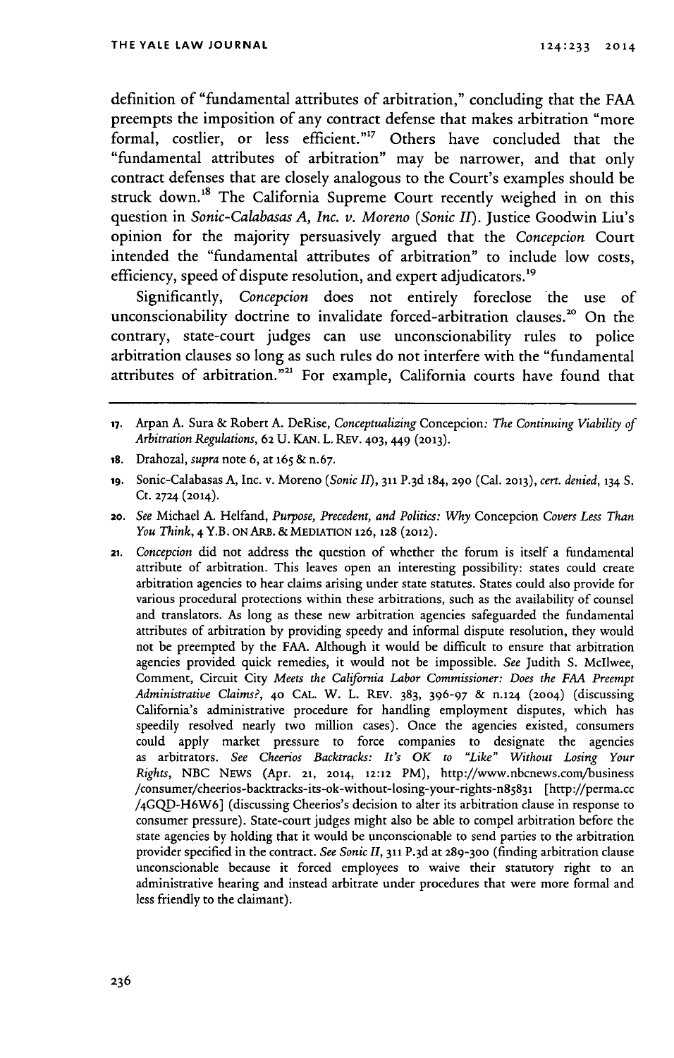definition of "fundamental attributes of arbitration," concluding that the FAA preempts the imposition of any contract defense that makes arbitration "more formal, costlier, or less efficient."[17] Others have concluded that the "fundamental attributes of arbitration" may be narrower, and that only contract defenses that are closely analogous to the Court's examples should be struck down.[18] The California Supreme Court recently weighed in on this question in *Sonic-Calabasas A, Inc. v. Moreno (Sonic II)*. Justice Goodwin Liu's opinion for the majority persuasively argued that the *Concepcion* Court intended the "fundamental attributes of arbitration" to include low costs, efficiency, speed of dispute resolution, and expert adjudicators.[19]

Significantly, *Concepcion* does not entirely foreclose the use of unconscionability doctrine to invalidate forced-arbitration clauses.[20] On the contrary, state-court judges can use unconscionability rules to police arbitration clauses so long as such rules do not interfere with the "fundamental attributes of arbitration."[21] For example, California courts have found that

---

17. Arpan A. Sura & Robert A. DeRise, *Conceptualizing* Concepcion*: The Continuing Viability of Arbitration Regulations*, 62 U. KAN. L. REV. 403, 449 (2013).

18. Drahozal, *supra* note 6, at 165 & n.67.

19. Sonic-Calabasas A, Inc. v. Moreno (*Sonic II*), 311 P.3d 184, 290 (Cal. 2013), *cert. denied*, 134 S. Ct. 2724 (2014).

20. *See* Michael A. Helfand, *Purpose, Precedent, and Politics: Why* Concepcion *Covers Less Than You Think*, 4 Y.B. ON ARB. & MEDIATION 126, 128 (2012).

21. *Concepcion* did not address the question of whether the forum is itself a fundamental attribute of arbitration. This leaves open an interesting possibility: states could create arbitration agencies to hear claims arising under state statutes. States could also provide for various procedural protections within these arbitrations, such as the availability of counsel and translators. As long as these new arbitration agencies safeguarded the fundamental attributes of arbitration by providing speedy and informal dispute resolution, they would not be preempted by the FAA. Although it would be difficult to ensure that arbitration agencies provided quick remedies, it would not be impossible. *See* Judith S. McIlwee, Comment, Circuit City *Meets the California Labor Commissioner: Does the FAA Preempt Administrative Claims?*, 40 CAL. W. L. REV. 383, 396-97 & n.124 (2004) (discussing California's administrative procedure for handling employment disputes, which has speedily resolved nearly two million cases). Once the agencies existed, consumers could apply market pressure to force companies to designate the agencies as arbitrators. *See Cheerios Backtracks: It's OK to "Like" Without Losing Your Rights*, NBC NEWS (Apr. 21, 2014, 12:12 PM), http://www.nbcnews.com/business/consumer/cheerios-backtracks-its-ok-without-losing-your-rights-n85831 [http://perma.cc/4GQD-H6W6] (discussing Cheerios's decision to alter its arbitration clause in response to consumer pressure). State-court judges might also be able to compel arbitration before the state agencies by holding that it would be unconscionable to send parties to the arbitration provider specified in the contract. *See Sonic II*, 311 P.3d at 289-300 (finding arbitration clause unconscionable because it forced employees to waive their statutory right to an administrative hearing and instead arbitrate under procedures that were more formal and less friendly to the claimant).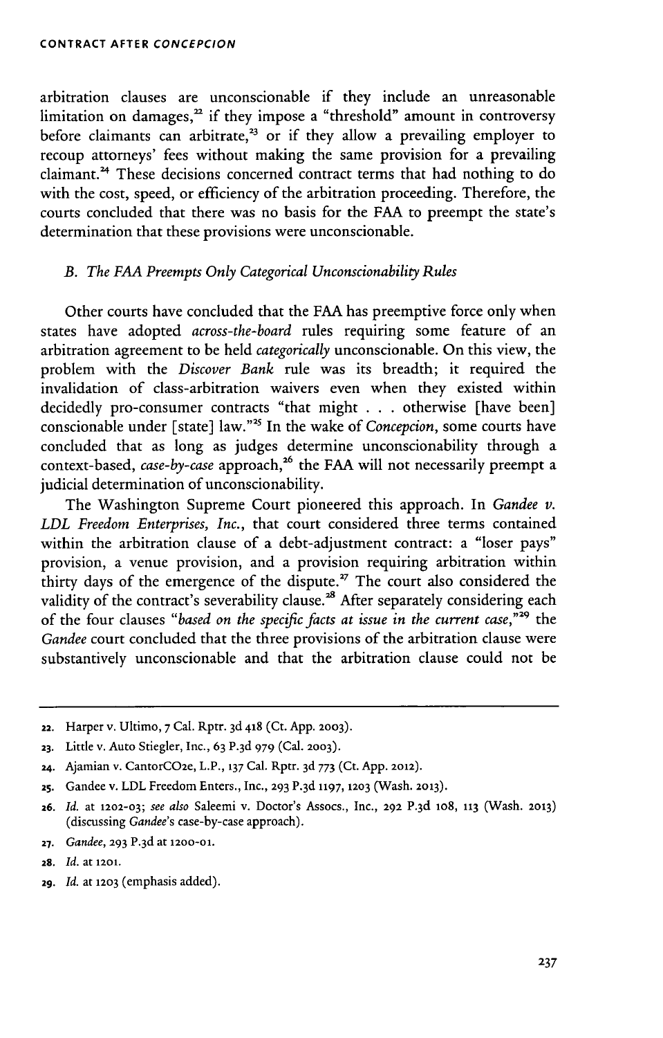arbitration clauses are unconscionable if they include an unreasonable limitation on damages,[22] if they impose a "threshold" amount in controversy before claimants can arbitrate,[23] or if they allow a prevailing employer to recoup attorneys' fees without making the same provision for a prevailing claimant.[24] These decisions concerned contract terms that had nothing to do with the cost, speed, or efficiency of the arbitration proceeding. Therefore, the courts concluded that there was no basis for the FAA to preempt the state's determination that these provisions were unconscionable.

### *B. The FAA Preempts Only Categorical Unconscionability Rules*

Other courts have concluded that the FAA has preemptive force only when states have adopted *across-the-board* rules requiring some feature of an arbitration agreement to be held *categorically* unconscionable. On this view, the problem with the *Discover Bank* rule was its breadth; it required the invalidation of class-arbitration waivers even when they existed within decidedly pro-consumer contracts "that might . . . otherwise [have been] conscionable under [state] law."[25] In the wake of *Concepcion*, some courts have concluded that as long as judges determine unconscionability through a context-based, *case-by-case* approach,[26] the FAA will not necessarily preempt a judicial determination of unconscionability.

The Washington Supreme Court pioneered this approach. In *Gandee v. LDL Freedom Enterprises, Inc.*, that court considered three terms contained within the arbitration clause of a debt-adjustment contract: a "loser pays" provision, a venue provision, and a provision requiring arbitration within thirty days of the emergence of the dispute.[27] The court also considered the validity of the contract's severability clause.[28] After separately considering each of the four clauses "*based on the specific facts at issue in the current case*,"[29] the *Gandee* court concluded that the three provisions of the arbitration clause were substantively unconscionable and that the arbitration clause could not be

---

22. Harper v. Ultimo, 7 Cal. Rptr. 3d 418 (Ct. App. 2003).

23. Little v. Auto Stiegler, Inc., 63 P.3d 979 (Cal. 2003).

24. Ajamian v. CantorCO2e, L.P., 137 Cal. Rptr. 3d 773 (Ct. App. 2012).

25. Gandee v. LDL Freedom Enters., Inc., 293 P.3d 1197, 1203 (Wash. 2013).

26. *Id.* at 1202-03; *see also* Saleemi v. Doctor's Assocs., Inc., 292 P.3d 108, 113 (Wash. 2013) (discussing *Gandee*'s case-by-case approach).

27. *Gandee*, 293 P.3d at 1200-01.

28. *Id.* at 1201.

29. *Id.* at 1203 (emphasis added).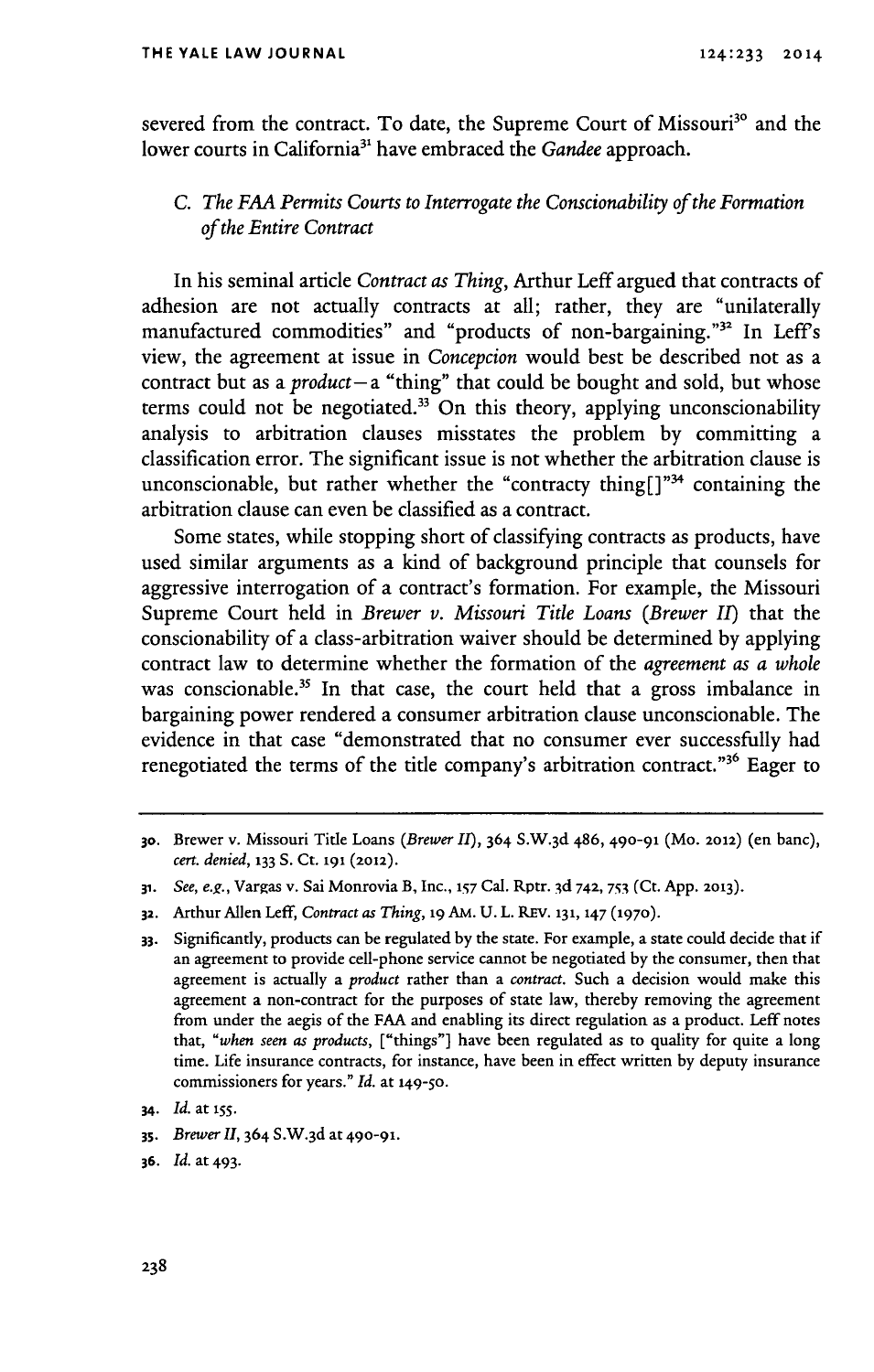severed from the contract. To date, the Supreme Court of Missouri[30] and the lower courts in California[31] have embraced the *Gandee* approach.

### C. *The FAA Permits Courts to Interrogate the Conscionability of the Formation of the Entire Contract*

In his seminal article *Contract as Thing*, Arthur Leff argued that contracts of adhesion are not actually contracts at all; rather, they are "unilaterally manufactured commodities" and "products of non-bargaining."[32] In Leff's view, the agreement at issue in *Concepcion* would best be described not as a contract but as a *product*—a "thing" that could be bought and sold, but whose terms could not be negotiated.[33] On this theory, applying unconscionability analysis to arbitration clauses misstates the problem by committing a classification error. The significant issue is not whether the arbitration clause is unconscionable, but rather whether the "contracty thing[]"[34] containing the arbitration clause can even be classified as a contract.

Some states, while stopping short of classifying contracts as products, have used similar arguments as a kind of background principle that counsels for aggressive interrogation of a contract's formation. For example, the Missouri Supreme Court held in *Brewer v. Missouri Title Loans (Brewer II)* that the conscionability of a class-arbitration waiver should be determined by applying contract law to determine whether the formation of the *agreement as a whole* was conscionable.[35] In that case, the court held that a gross imbalance in bargaining power rendered a consumer arbitration clause unconscionable. The evidence in that case "demonstrated that no consumer ever successfully had renegotiated the terms of the title company's arbitration contract."[36] Eager to

---

30. Brewer v. Missouri Title Loans (*Brewer II*), 364 S.W.3d 486, 490-91 (Mo. 2012) (en banc), *cert. denied*, 133 S. Ct. 191 (2012).

31. *See, e.g.*, Vargas v. Sai Monrovia B, Inc., 157 Cal. Rptr. 3d 742, 753 (Ct. App. 2013).

32. Arthur Allen Leff, *Contract as Thing*, 19 AM. U. L. REV. 131, 147 (1970).

33. Significantly, products can be regulated by the state. For example, a state could decide that if an agreement to provide cell-phone service cannot be negotiated by the consumer, then that agreement is actually a *product* rather than a *contract*. Such a decision would make this agreement a non-contract for the purposes of state law, thereby removing the agreement from under the aegis of the FAA and enabling its direct regulation as a product. Leff notes that, "*when seen as products*, ["things"] have been regulated as to quality for quite a long time. Life insurance contracts, for instance, have been in effect written by deputy insurance commissioners for years." *Id.* at 149-50.

34. *Id.* at 155.

35. *Brewer II*, 364 S.W.3d at 490-91.

36. *Id.* at 493.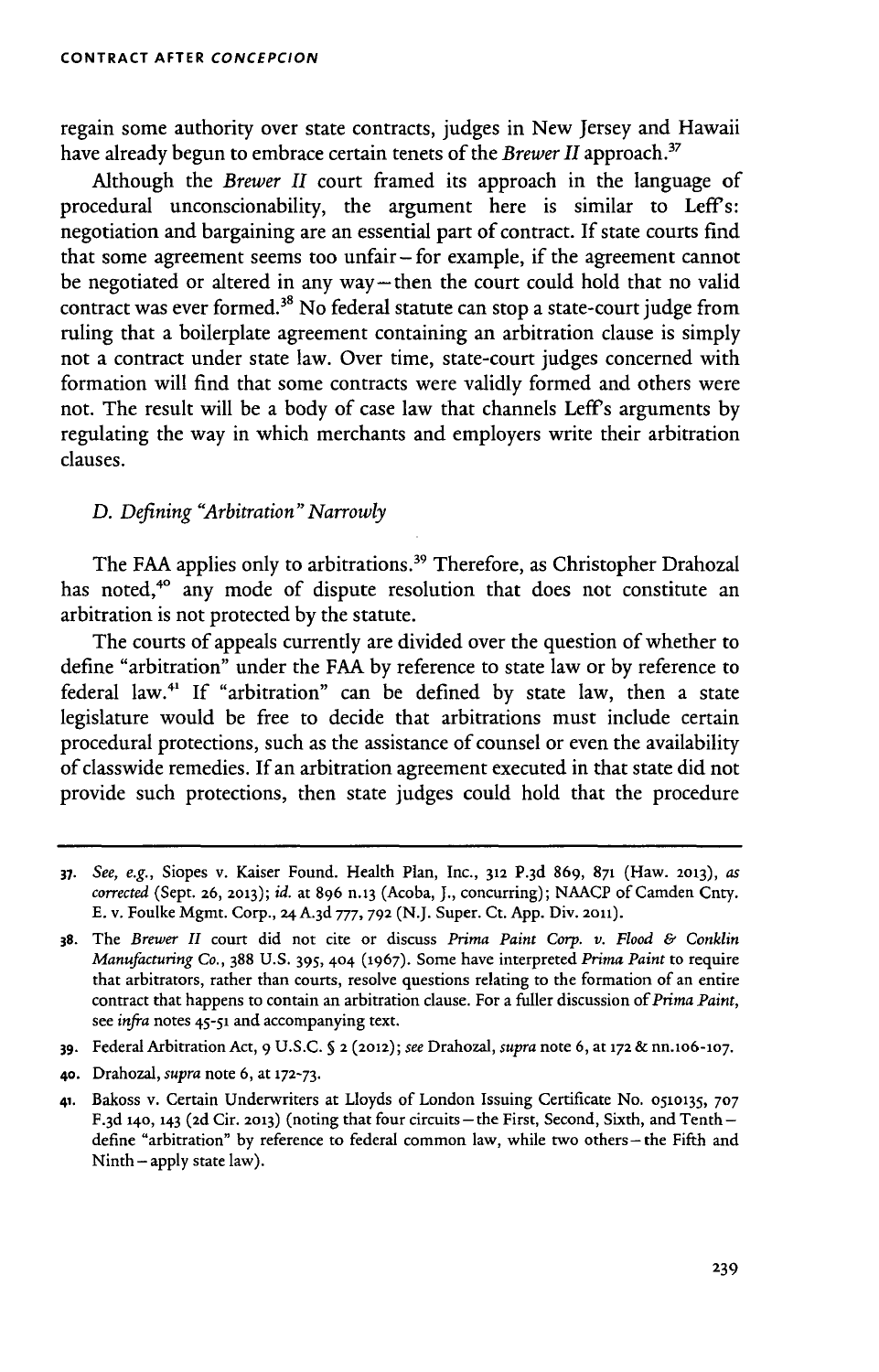regain some authority over state contracts, judges in New Jersey and Hawaii have already begun to embrace certain tenets of the *Brewer II* approach.[37]

Although the *Brewer II* court framed its approach in the language of procedural unconscionability, the argument here is similar to Leff's: negotiation and bargaining are an essential part of contract. If state courts find that some agreement seems too unfair – for example, if the agreement cannot be negotiated or altered in any way – then the court could hold that no valid contract was ever formed.[38] No federal statute can stop a state-court judge from ruling that a boilerplate agreement containing an arbitration clause is simply not a contract under state law. Over time, state-court judges concerned with formation will find that some contracts were validly formed and others were not. The result will be a body of case law that channels Leff's arguments by regulating the way in which merchants and employers write their arbitration clauses.

### D. *Defining "Arbitration" Narrowly*

The FAA applies only to arbitrations.[39] Therefore, as Christopher Drahozal has noted,[40] any mode of dispute resolution that does not constitute an arbitration is not protected by the statute.

The courts of appeals currently are divided over the question of whether to define "arbitration" under the FAA by reference to state law or by reference to federal law.[41] If "arbitration" can be defined by state law, then a state legislature would be free to decide that arbitrations must include certain procedural protections, such as the assistance of counsel or even the availability of classwide remedies. If an arbitration agreement executed in that state did not provide such protections, then state judges could hold that the procedure

---

37. *See, e.g.*, Siopes v. Kaiser Found. Health Plan, Inc., 312 P.3d 869, 871 (Haw. 2013), *as corrected* (Sept. 26, 2013); *id.* at 896 n.13 (Acoba, J., concurring); NAACP of Camden Cnty. E. v. Foulke Mgmt. Corp., 24 A.3d 777, 792 (N.J. Super. Ct. App. Div. 2011).

38. The *Brewer II* court did not cite or discuss *Prima Paint Corp. v. Flood & Conklin Manufacturing Co.*, 388 U.S. 395, 404 (1967). Some have interpreted *Prima Paint* to require that arbitrators, rather than courts, resolve questions relating to the formation of an entire contract that happens to contain an arbitration clause. For a fuller discussion of *Prima Paint*, see *infra* notes 45-51 and accompanying text.

39. Federal Arbitration Act, 9 U.S.C. § 2 (2012); *see* Drahozal, *supra* note 6, at 172 & nn.106-107.

40. Drahozal, *supra* note 6, at 172-73.

41. Bakoss v. Certain Underwriters at Lloyds of London Issuing Certificate No. 0510135, 707 F.3d 140, 143 (2d Cir. 2013) (noting that four circuits – the First, Second, Sixth, and Tenth – define "arbitration" by reference to federal common law, while two others – the Fifth and Ninth – apply state law).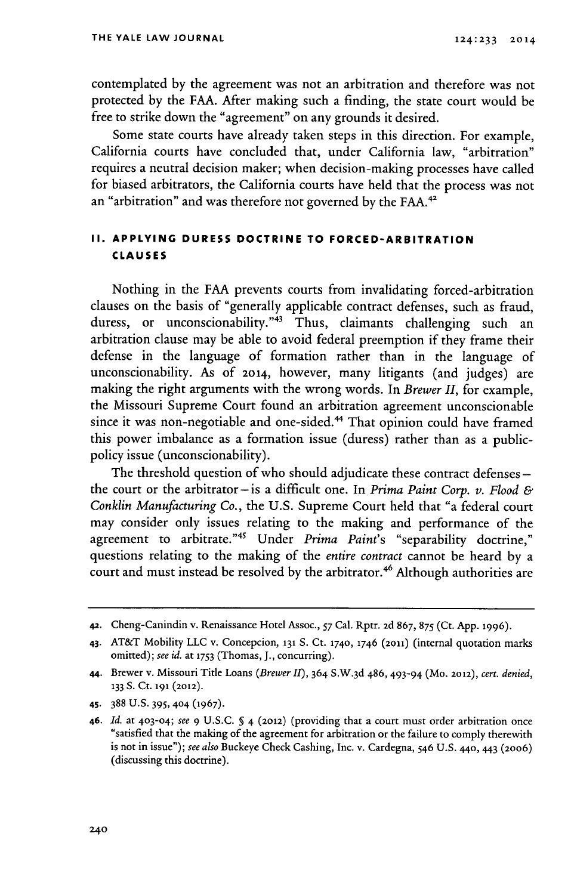contemplated by the agreement was not an arbitration and therefore was not protected by the FAA. After making such a finding, the state court would be free to strike down the "agreement" on any grounds it desired.

Some state courts have already taken steps in this direction. For example, California courts have concluded that, under California law, "arbitration" requires a neutral decision maker; when decision-making processes have called for biased arbitrators, the California courts have held that the process was not an "arbitration" and was therefore not governed by the FAA.[42]

## II. APPLYING DURESS DOCTRINE TO FORCED-ARBITRATION CLAUSES

Nothing in the FAA prevents courts from invalidating forced-arbitration clauses on the basis of "generally applicable contract defenses, such as fraud, duress, or unconscionability."[43] Thus, claimants challenging such an arbitration clause may be able to avoid federal preemption if they frame their defense in the language of formation rather than in the language of unconscionability. As of 2014, however, many litigants (and judges) are making the right arguments with the wrong words. In *Brewer II*, for example, the Missouri Supreme Court found an arbitration agreement unconscionable since it was non-negotiable and one-sided.[44] That opinion could have framed this power imbalance as a formation issue (duress) rather than as a public-policy issue (unconscionability).

The threshold question of who should adjudicate these contract defenses—the court or the arbitrator—is a difficult one. In *Prima Paint Corp. v. Flood & Conklin Manufacturing Co.*, the U.S. Supreme Court held that "a federal court may consider only issues relating to the making and performance of the agreement to arbitrate."[45] Under *Prima Paint*'s "separability doctrine," questions relating to the making of the *entire contract* cannot be heard by a court and must instead be resolved by the arbitrator.[46] Although authorities are

---

42. Cheng-Canindin v. Renaissance Hotel Assoc., 57 Cal. Rptr. 2d 867, 875 (Ct. App. 1996).

43. AT&T Mobility LLC v. Concepcion, 131 S. Ct. 1740, 1746 (2011) (internal quotation marks omitted); *see id.* at 1753 (Thomas, J., concurring).

44. Brewer v. Missouri Title Loans (*Brewer II*), 364 S.W.3d 486, 493-94 (Mo. 2012), *cert. denied*, 133 S. Ct. 191 (2012).

45. 388 U.S. 395, 404 (1967).

46. *Id.* at 403-04; *see* 9 U.S.C. § 4 (2012) (providing that a court must order arbitration once "satisfied that the making of the agreement for arbitration or the failure to comply therewith is not in issue"); *see also* Buckeye Check Cashing, Inc. v. Cardegna, 546 U.S. 440, 443 (2006) (discussing this doctrine).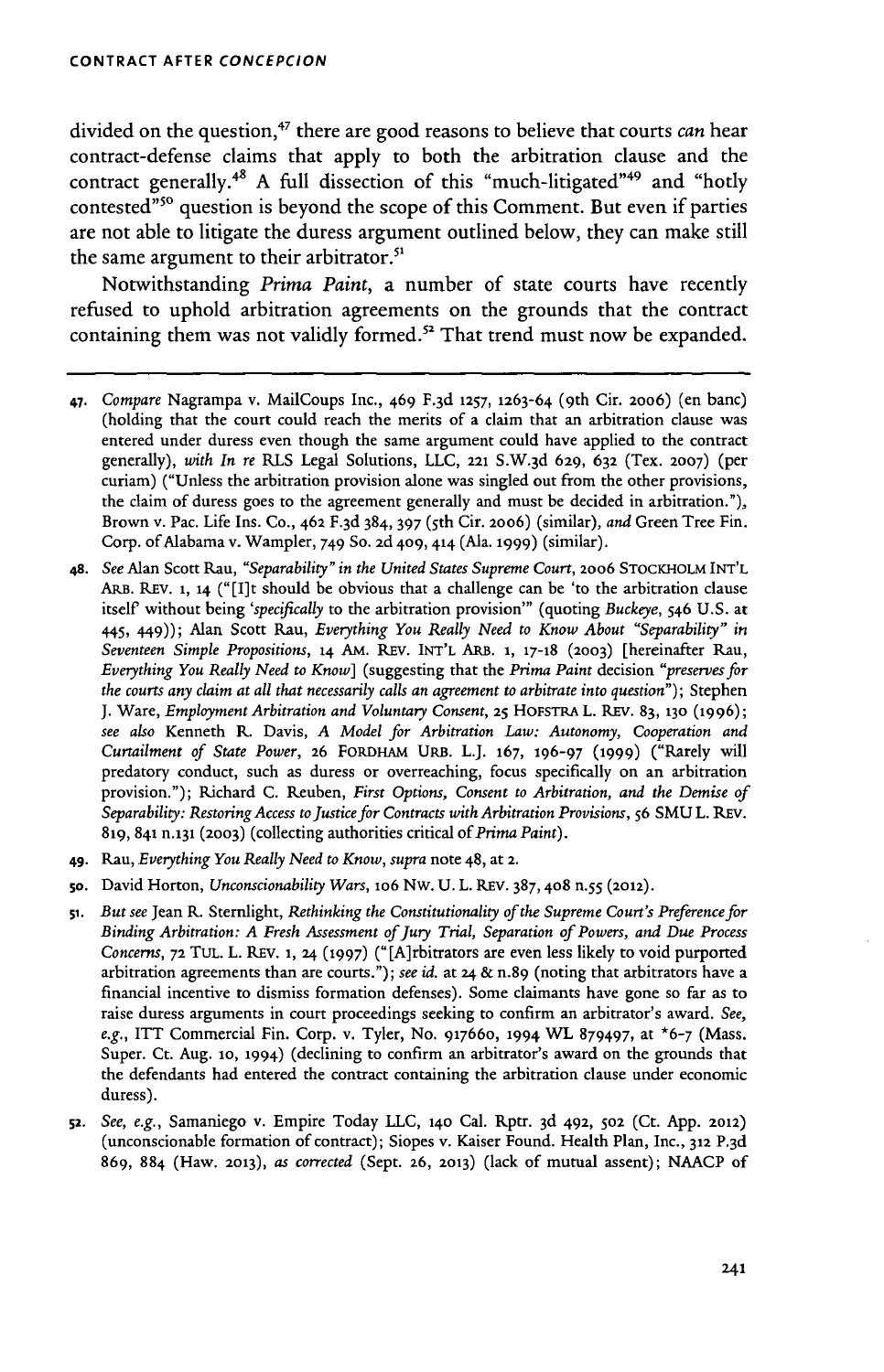divided on the question,[47] there are good reasons to believe that courts *can* hear contract-defense claims that apply to both the arbitration clause and the contract generally.[48] A full dissection of this "much-litigated"[49] and "hotly contested"[50] question is beyond the scope of this Comment. But even if parties are not able to litigate the duress argument outlined below, they can make still the same argument to their arbitrator.[51]

Notwithstanding *Prima Paint*, a number of state courts have recently refused to uphold arbitration agreements on the grounds that the contract containing them was not validly formed.[52] That trend must now be expanded.

---

47. *Compare* Nagrampa v. MailCoups Inc., 469 F.3d 1257, 1263-64 (9th Cir. 2006) (en banc) (holding that the court could reach the merits of a claim that an arbitration clause was entered under duress even though the same argument could have applied to the contract generally), *with In re* RLS Legal Solutions, LLC, 221 S.W.3d 629, 632 (Tex. 2007) (per curiam) ("Unless the arbitration provision alone was singled out from the other provisions, the claim of duress goes to the agreement generally and must be decided in arbitration."), Brown v. Pac. Life Ins. Co., 462 F.3d 384, 397 (5th Cir. 2006) (similar), *and* Green Tree Fin. Corp. of Alabama v. Wampler, 749 So. 2d 409, 414 (Ala. 1999) (similar).

48. *See* Alan Scott Rau, *"Separability" in the United States Supreme Court*, 2006 STOCKHOLM INT'L ARB. REV. 1, 14 ("[I]t should be obvious that a challenge can be 'to the arbitration clause itself' without being '*specifically* to the arbitration provision'" (quoting *Buckeye*, 546 U.S. at 445, 449)); Alan Scott Rau, *Everything You Really Need to Know About "Separability" in Seventeen Simple Propositions*, 14 AM. REV. INT'L ARB. 1, 17-18 (2003) [hereinafter Rau, *Everything You Really Need to Know*] (suggesting that the *Prima Paint* decision *"preserves for the courts any claim at all that necessarily calls an agreement to arbitrate into question"*); Stephen J. Ware, *Employment Arbitration and Voluntary Consent*, 25 HOFSTRA L. REV. 83, 130 (1996); *see also* Kenneth R. Davis, *A Model for Arbitration Law: Autonomy, Cooperation and Curtailment of State Power*, 26 FORDHAM URB. L.J. 167, 196-97 (1999) ("Rarely will predatory conduct, such as duress or overreaching, focus specifically on an arbitration provision."); Richard C. Reuben, *First Options, Consent to Arbitration, and the Demise of Separability: Restoring Access to Justice for Contracts with Arbitration Provisions*, 56 SMU L. REV. 819, 841 n.131 (2003) (collecting authorities critical of *Prima Paint*).

49. Rau, *Everything You Really Need to Know*, *supra* note 48, at 2.

50. David Horton, *Unconscionability Wars*, 106 NW. U. L. REV. 387, 408 n.55 (2012).

51. *But see* Jean R. Sternlight, *Rethinking the Constitutionality of the Supreme Court's Preference for Binding Arbitration: A Fresh Assessment of Jury Trial, Separation of Powers, and Due Process Concerns*, 72 TUL. L. REV. 1, 24 (1997) ("[A]rbitrators are even less likely to void purported arbitration agreements than are courts."); *see id.* at 24 & n.89 (noting that arbitrators have a financial incentive to dismiss formation defenses). Some claimants have gone so far as to raise duress arguments in court proceedings seeking to confirm an arbitrator's award. *See, e.g.*, ITT Commercial Fin. Corp. v. Tyler, No. 917660, 1994 WL 879497, at *6-7 (Mass. Super. Ct. Aug. 10, 1994) (declining to confirm an arbitrator's award on the grounds that the defendants had entered the contract containing the arbitration clause under economic duress).

52. *See, e.g.*, Samaniego v. Empire Today LLC, 140 Cal. Rptr. 3d 492, 502 (Ct. App. 2012) (unconscionable formation of contract); Siopes v. Kaiser Found. Health Plan, Inc., 312 P.3d 869, 884 (Haw. 2013), *as corrected* (Sept. 26, 2013) (lack of mutual assent); NAACP of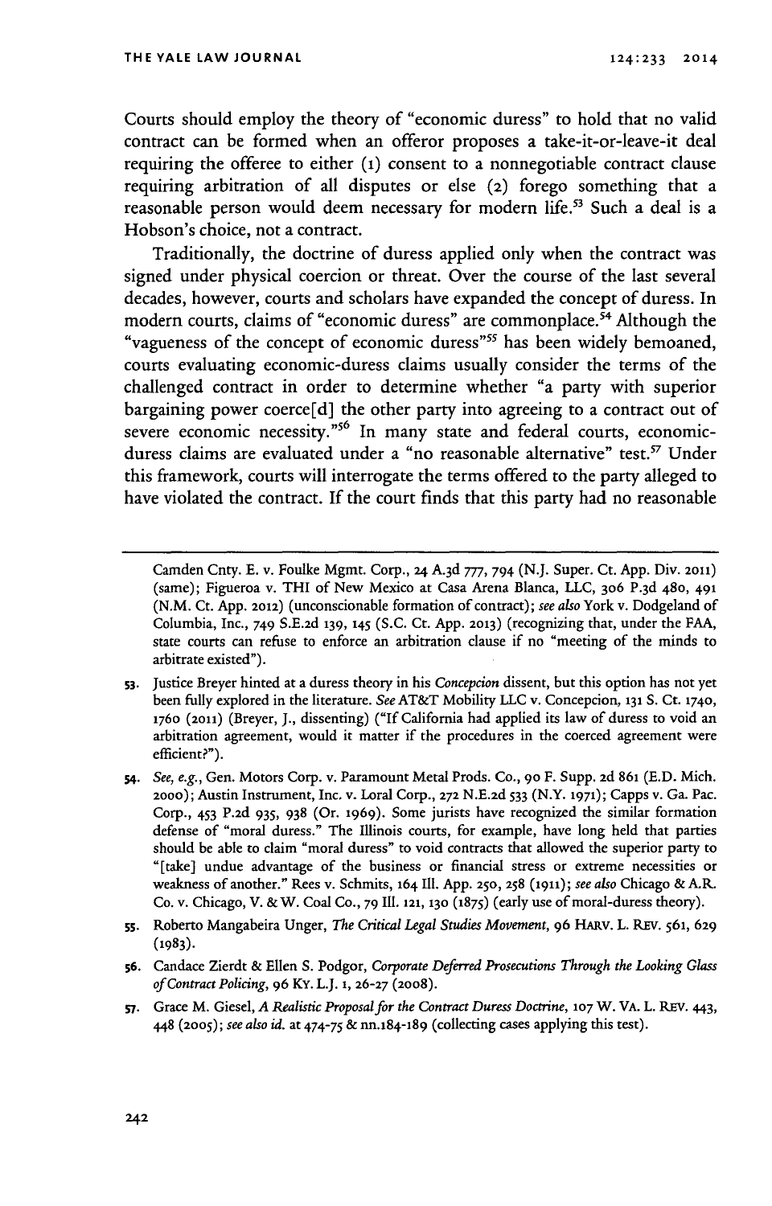Courts should employ the theory of "economic duress" to hold that no valid contract can be formed when an offeror proposes a take-it-or-leave-it deal requiring the offeree to either (1) consent to a nonnegotiable contract clause requiring arbitration of all disputes or else (2) forego something that a reasonable person would deem necessary for modern life.[53] Such a deal is a Hobson's choice, not a contract.

Traditionally, the doctrine of duress applied only when the contract was signed under physical coercion or threat. Over the course of the last several decades, however, courts and scholars have expanded the concept of duress. In modern courts, claims of "economic duress" are commonplace.[54] Although the "vagueness of the concept of economic duress"[55] has been widely bemoaned, courts evaluating economic-duress claims usually consider the terms of the challenged contract in order to determine whether "a party with superior bargaining power coerce[d] the other party into agreeing to a contract out of severe economic necessity."[56] In many state and federal courts, economic-duress claims are evaluated under a "no reasonable alternative" test.[57] Under this framework, courts will interrogate the terms offered to the party alleged to have violated the contract. If the court finds that this party had no reasonable

---

Camden Cnty. E. v. Foulke Mgmt. Corp., 24 A.3d 777, 794 (N.J. Super. Ct. App. Div. 2011) (same); Figueroa v. THI of New Mexico at Casa Arena Blanca, LLC, 306 P.3d 480, 491 (N.M. Ct. App. 2012) (unconscionable formation of contract); *see also* York v. Dodgeland of Columbia, Inc., 749 S.E.2d 139, 145 (S.C. Ct. App. 2013) (recognizing that, under the FAA, state courts can refuse to enforce an arbitration clause if no "meeting of the minds to arbitrate existed").

53. Justice Breyer hinted at a duress theory in his *Concepcion* dissent, but this option has not yet been fully explored in the literature. *See* AT&T Mobility LLC v. Concepcion, 131 S. Ct. 1740, 1760 (2011) (Breyer, J., dissenting) ("If California had applied its law of duress to void an arbitration agreement, would it matter if the procedures in the coerced agreement were efficient?").

54. *See, e.g.*, Gen. Motors Corp. v. Paramount Metal Prods. Co., 90 F. Supp. 2d 861 (E.D. Mich. 2000); Austin Instrument, Inc. v. Loral Corp., 272 N.E.2d 533 (N.Y. 1971); Capps v. Ga. Pac. Corp., 453 P.2d 935, 938 (Or. 1969). Some jurists have recognized the similar formation defense of "moral duress." The Illinois courts, for example, have long held that parties should be able to claim "moral duress" to void contracts that allowed the superior party to "[take] undue advantage of the business or financial stress or extreme necessities or weakness of another." Rees v. Schmits, 164 Ill. App. 250, 258 (1911); *see also* Chicago & A.R. Co. v. Chicago, V. & W. Coal Co., 79 Ill. 121, 130 (1875) (early use of moral-duress theory).

55. Roberto Mangabeira Unger, *The Critical Legal Studies Movement*, 96 HARV. L. REV. 561, 629 (1983).

56. Candace Zierdt & Ellen S. Podgor, *Corporate Deferred Prosecutions Through the Looking Glass of Contract Policing*, 96 KY. L.J. 1, 26-27 (2008).

57. Grace M. Giesel, *A Realistic Proposal for the Contract Duress Doctrine*, 107 W. VA. L. REV. 443, 448 (2005); *see also id.* at 474-75 & nn.184-189 (collecting cases applying this test).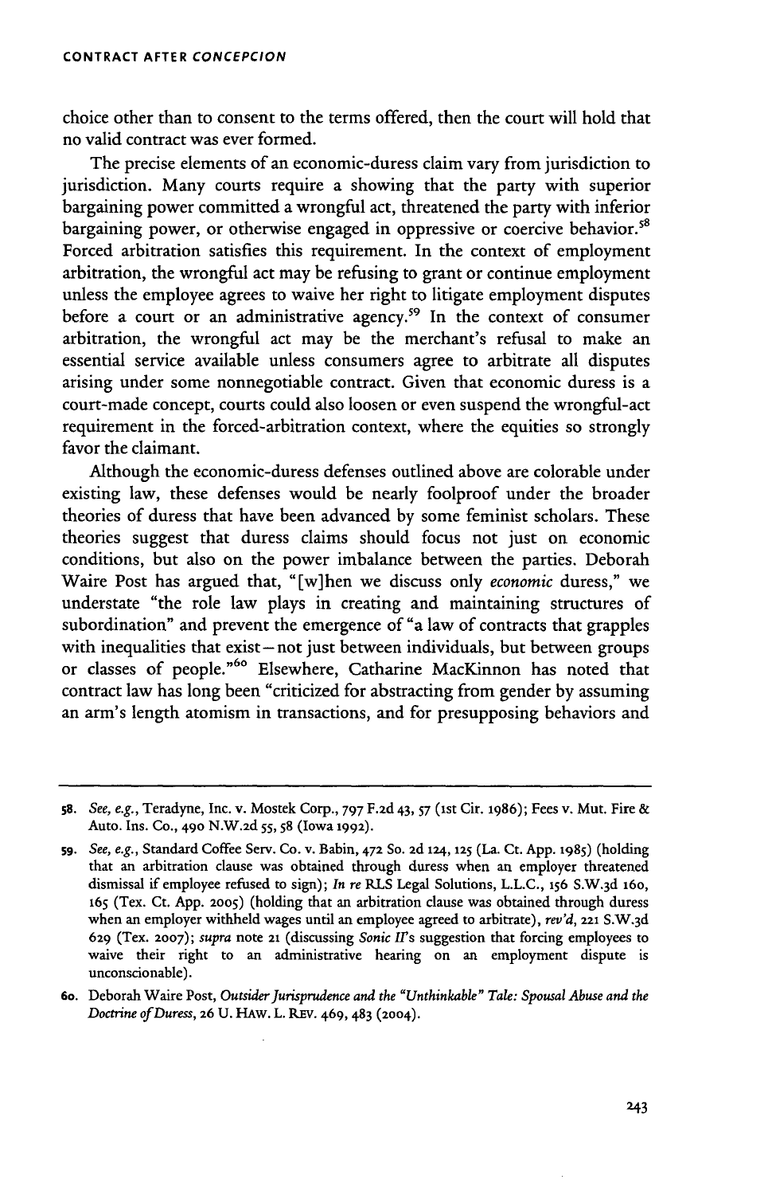choice other than to consent to the terms offered, then the court will hold that no valid contract was ever formed.

The precise elements of an economic-duress claim vary from jurisdiction to jurisdiction. Many courts require a showing that the party with superior bargaining power committed a wrongful act, threatened the party with inferior bargaining power, or otherwise engaged in oppressive or coercive behavior.[58] Forced arbitration satisfies this requirement. In the context of employment arbitration, the wrongful act may be refusing to grant or continue employment unless the employee agrees to waive her right to litigate employment disputes before a court or an administrative agency.[59] In the context of consumer arbitration, the wrongful act may be the merchant's refusal to make an essential service available unless consumers agree to arbitrate all disputes arising under some nonnegotiable contract. Given that economic duress is a court-made concept, courts could also loosen or even suspend the wrongful-act requirement in the forced-arbitration context, where the equities so strongly favor the claimant.

Although the economic-duress defenses outlined above are colorable under existing law, these defenses would be nearly foolproof under the broader theories of duress that have been advanced by some feminist scholars. These theories suggest that duress claims should focus not just on economic conditions, but also on the power imbalance between the parties. Deborah Waire Post has argued that, "[w]hen we discuss only *economic* duress," we understate "the role law plays in creating and maintaining structures of subordination" and prevent the emergence of "a law of contracts that grapples with inequalities that exist – not just between individuals, but between groups or classes of people."[60] Elsewhere, Catharine MacKinnon has noted that contract law has long been "criticized for abstracting from gender by assuming an arm's length atomism in transactions, and for presupposing behaviors and

---

58. *See, e.g.*, Teradyne, Inc. v. Mostek Corp., 797 F.2d 43, 57 (1st Cir. 1986); Fees v. Mut. Fire & Auto. Ins. Co., 490 N.W.2d 55, 58 (Iowa 1992).

59. *See, e.g.*, Standard Coffee Serv. Co. v. Babin, 472 So. 2d 124, 125 (La. Ct. App. 1985) (holding that an arbitration clause was obtained through duress when an employer threatened dismissal if employee refused to sign); *In re* RLS Legal Solutions, L.L.C., 156 S.W.3d 160, 165 (Tex. Ct. App. 2005) (holding that an arbitration clause was obtained through duress when an employer withheld wages until an employee agreed to arbitrate), *rev'd*, 221 S.W.3d 629 (Tex. 2007); *supra* note 21 (discussing *Sonic II*'s suggestion that forcing employees to waive their right to an administrative hearing on an employment dispute is unconscionable).

60. Deborah Waire Post, *Outsider Jurisprudence and the "Unthinkable" Tale: Spousal Abuse and the Doctrine of Duress*, 26 U. HAW. L. REV. 469, 483 (2004).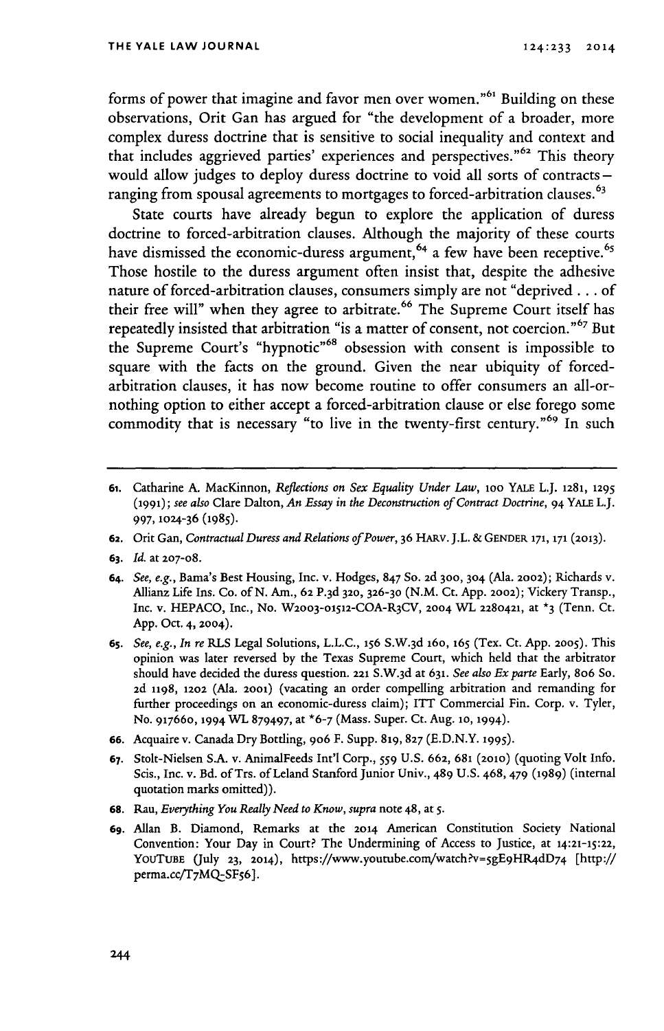forms of power that imagine and favor men over women."[61] Building on these observations, Orit Gan has argued for "the development of a broader, more complex duress doctrine that is sensitive to social inequality and context and that includes aggrieved parties' experiences and perspectives."[62] This theory would allow judges to deploy duress doctrine to void all sorts of contracts—ranging from spousal agreements to mortgages to forced-arbitration clauses.[63]

State courts have already begun to explore the application of duress doctrine to forced-arbitration clauses. Although the majority of these courts have dismissed the economic-duress argument,[64] a few have been receptive.[65] Those hostile to the duress argument often insist that, despite the adhesive nature of forced-arbitration clauses, consumers simply are not "deprived . . . of their free will" when they agree to arbitrate.[66] The Supreme Court itself has repeatedly insisted that arbitration "is a matter of consent, not coercion."[67] But the Supreme Court's "hypnotic"[68] obsession with consent is impossible to square with the facts on the ground. Given the near ubiquity of forced-arbitration clauses, it has now become routine to offer consumers an all-or-nothing option to either accept a forced-arbitration clause or else forego some commodity that is necessary "to live in the twenty-first century."[69] In such

---

61. Catharine A. MacKinnon, *Reflections on Sex Equality Under Law*, 100 YALE L.J. 1281, 1295 (1991); *see also* Clare Dalton, *An Essay in the Deconstruction of Contract Doctrine*, 94 YALE L.J. 997, 1024-36 (1985).

62. Orit Gan, *Contractual Duress and Relations of Power*, 36 HARV. J.L. & GENDER 171, 171 (2013).

63. *Id.* at 207-08.

64. *See, e.g.*, Bama's Best Housing, Inc. v. Hodges, 847 So. 2d 300, 304 (Ala. 2002); Richards v. Allianz Life Ins. Co. of N. Am., 62 P.3d 320, 326-30 (N.M. Ct. App. 2002); Vickery Transp., Inc. v. HEPACO, Inc., No. W2003-01512-COA-R3CV, 2004 WL 2280421, at *3 (Tenn. Ct. App. Oct. 4, 2004).

65. *See, e.g.*, *In re* RLS Legal Solutions, L.L.C., 156 S.W.3d 160, 165 (Tex. Ct. App. 2005). This opinion was later reversed by the Texas Supreme Court, which held that the arbitrator should have decided the duress question. 221 S.W.3d at 631. *See also Ex parte* Early, 806 So. 2d 1198, 1202 (Ala. 2001) (vacating an order compelling arbitration and remanding for further proceedings on an economic-duress claim); ITT Commercial Fin. Corp. v. Tyler, No. 917660, 1994 WL 879497, at *6-7 (Mass. Super. Ct. Aug. 10, 1994).

66. Acquaire v. Canada Dry Bottling, 906 F. Supp. 819, 827 (E.D.N.Y. 1995).

67. Stolt-Nielsen S.A. v. AnimalFeeds Int'l Corp., 559 U.S. 662, 681 (2010) (quoting Volt Info. Scis., Inc. v. Bd. of Trs. of Leland Stanford Junior Univ., 489 U.S. 468, 479 (1989) (internal quotation marks omitted)).

68. Rau, *Everything You Really Need to Know*, *supra* note 48, at 5.

69. Allan B. Diamond, Remarks at the 2014 American Constitution Society National Convention: Your Day in Court? The Undermining of Access to Justice, at 14:21-15:22, YOUTUBE (July 23, 2014), https://www.youtube.com/watch?v=5gE9HR4dD74 [http://perma.cc/T7MQ-SF56].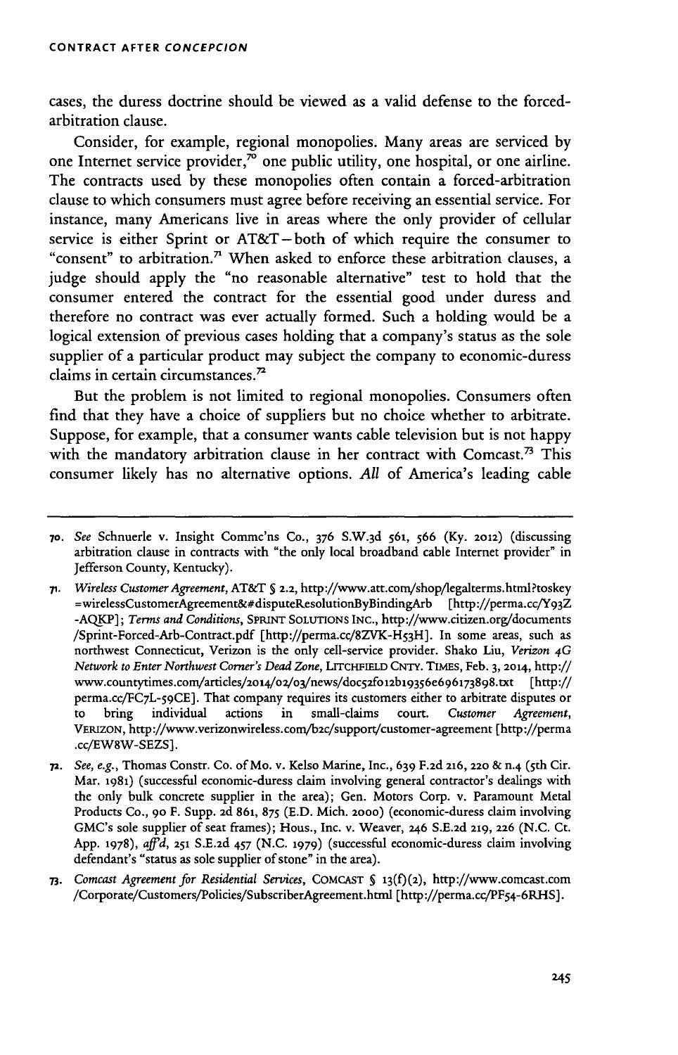cases, the duress doctrine should be viewed as a valid defense to the forced-arbitration clause.

Consider, for example, regional monopolies. Many areas are serviced by one Internet service provider,[70] one public utility, one hospital, or one airline. The contracts used by these monopolies often contain a forced-arbitration clause to which consumers must agree before receiving an essential service. For instance, many Americans live in areas where the only provider of cellular service is either Sprint or AT&T – both of which require the consumer to "consent" to arbitration.[71] When asked to enforce these arbitration clauses, a judge should apply the "no reasonable alternative" test to hold that the consumer entered the contract for the essential good under duress and therefore no contract was ever actually formed. Such a holding would be a logical extension of previous cases holding that a company's status as the sole supplier of a particular product may subject the company to economic-duress claims in certain circumstances.[72]

But the problem is not limited to regional monopolies. Consumers often find that they have a choice of suppliers but no choice whether to arbitrate. Suppose, for example, that a consumer wants cable television but is not happy with the mandatory arbitration clause in her contract with Comcast.[73] This consumer likely has no alternative options. *All* of America's leading cable

---

70. *See* Schnuerle v. Insight Commc'ns Co., 376 S.W.3d 561, 566 (Ky. 2012) (discussing arbitration clause in contracts with "the only local broadband cable Internet provider" in Jefferson County, Kentucky).

71. *Wireless Customer Agreement*, AT&T § 2.2, http://www.att.com/shop/legalterms.html?toskey=wirelessCustomerAgreement&#disputeResolutionByBindingArb [http://perma.cc/Y93Z-AQKP]; *Terms and Conditions*, SPRINT SOLUTIONS INC., http://www.citizen.org/documents/Sprint-Forced-Arb-Contract.pdf [http://perma.cc/8ZVK-H53H]. In some areas, such as northwest Connecticut, Verizon is the only cell-service provider. Shako Liu, *Verizon 4G Network to Enter Northwest Corner's Dead Zone*, LITCHFIELD CNTY. TIMES, Feb. 3, 2014, http://www.countytimes.com/articles/2014/02/03/news/doc52f012b19356e696173898.txt [http://perma.cc/FC7L-59CE]. That company requires its customers either to arbitrate disputes or to bring individual actions in small-claims court. *Customer Agreement*, VERIZON, http://www.verizonwireless.com/b2c/support/customer-agreement [http://perma.cc/EW8W-SEZS].

72. *See, e.g.*, Thomas Constr. Co. of Mo. v. Kelso Marine, Inc., 639 F.2d 216, 220 & n.4 (5th Cir. Mar. 1981) (successful economic-duress claim involving general contractor's dealings with the only bulk concrete supplier in the area); Gen. Motors Corp. v. Paramount Metal Products Co., 90 F. Supp. 2d 861, 875 (E.D. Mich. 2000) (economic-duress claim involving GMC's sole supplier of seat frames); Hous., Inc. v. Weaver, 246 S.E.2d 219, 226 (N.C. Ct. App. 1978), *aff'd*, 251 S.E.2d 457 (N.C. 1979) (successful economic-duress claim involving defendant's "status as sole supplier of stone" in the area).

73. *Comcast Agreement for Residential Services*, COMCAST § 13(f)(2), http://www.comcast.com/Corporate/Customers/Policies/SubscriberAgreement.html [http://perma.cc/PF54-6RHS].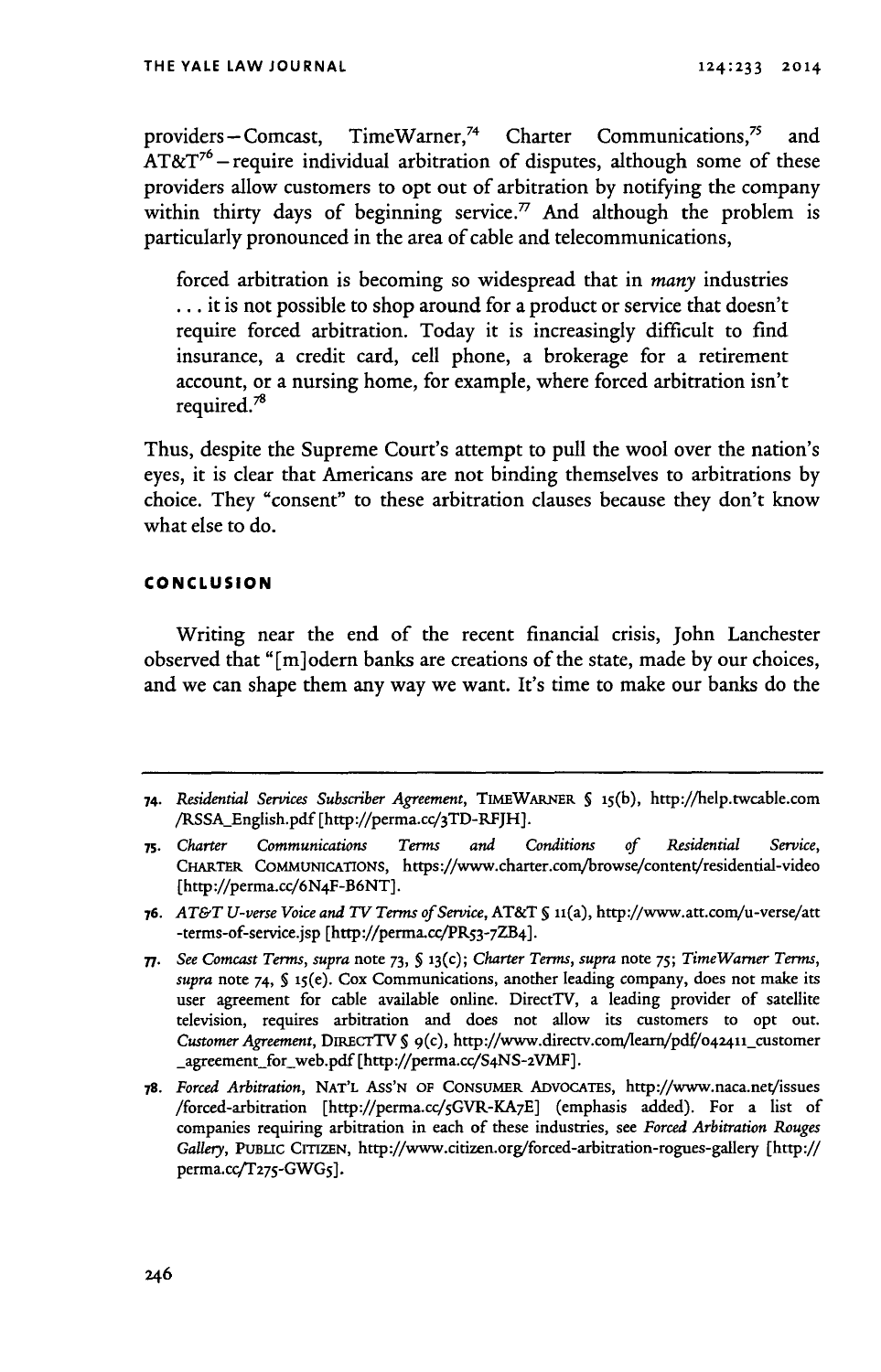providers—Comcast, TimeWarner,[74] Charter Communications,[75] and AT&T[76]—require individual arbitration of disputes, although some of these providers allow customers to opt out of arbitration by notifying the company within thirty days of beginning service.[77] And although the problem is particularly pronounced in the area of cable and telecommunications,

> forced arbitration is becoming so widespread that in *many* industries . . . it is not possible to shop around for a product or service that doesn't require forced arbitration. Today it is increasingly difficult to find insurance, a credit card, cell phone, a brokerage for a retirement account, or a nursing home, for example, where forced arbitration isn't required.[78]

Thus, despite the Supreme Court's attempt to pull the wool over the nation's eyes, it is clear that Americans are not binding themselves to arbitrations by choice. They "consent" to these arbitration clauses because they don't know what else to do.

## CONCLUSION

Writing near the end of the recent financial crisis, John Lanchester observed that "[m]odern banks are creations of the state, made by our choices, and we can shape them any way we want. It's time to make our banks do the

---

74. *Residential Services Subscriber Agreement*, TIMEWARNER § 15(b), http://help.twcable.com/RSSA_English.pdf [http://perma.cc/3TD-RFJH].

75. *Charter Communications Terms and Conditions of Residential Service*, CHARTER COMMUNICATIONS, https://www.charter.com/browse/content/residential-video [http://perma.cc/6N4F-B6NT].

76. *AT&T U-verse Voice and TV Terms of Service*, AT&T § 11(a), http://www.att.com/u-verse/att-terms-of-service.jsp [http://perma.cc/PR53-7ZB4].

77. *See Comcast Terms*, *supra* note 73, § 13(c); *Charter Terms*, *supra* note 75; *TimeWarner Terms*, *supra* note 74, § 15(e). Cox Communications, another leading company, does not make its user agreement for cable available online. DirectTV, a leading provider of satellite television, requires arbitration and does not allow its customers to opt out. *Customer Agreement*, DIRECTTV § 9(c), http://www.directv.com/learn/pdf/042411_customer_agreement_for_web.pdf [http://perma.cc/S4NS-2VMF].

78. *Forced Arbitration*, NAT'L ASS'N OF CONSUMER ADVOCATES, http://www.naca.net/issues/forced-arbitration [http://perma.cc/5GVR-KA7E] (emphasis added). For a list of companies requiring arbitration in each of these industries, see *Forced Arbitration Rouges Gallery*, PUBLIC CITIZEN, http://www.citizen.org/forced-arbitration-rogues-gallery [http://perma.cc/T275-GWG5].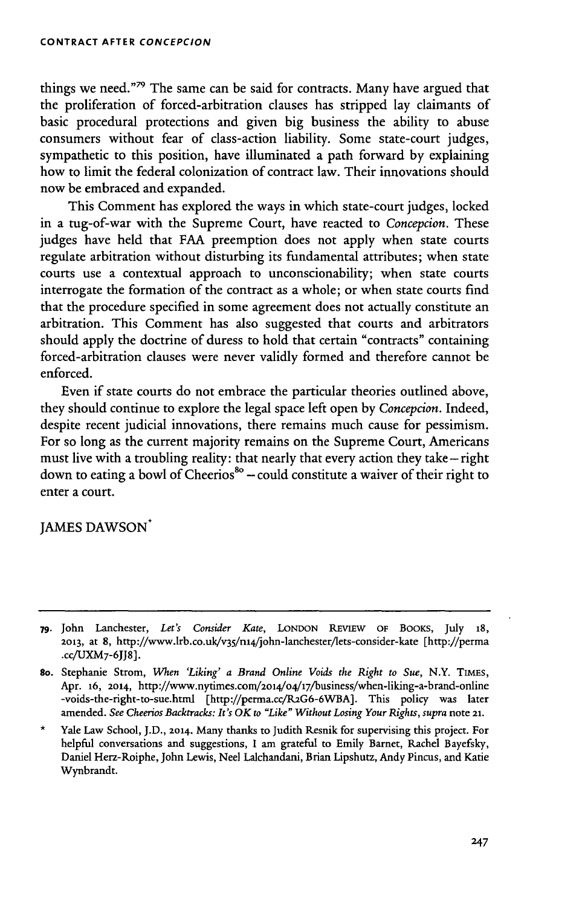things we need."[79] The same can be said for contracts. Many have argued that the proliferation of forced-arbitration clauses has stripped lay claimants of basic procedural protections and given big business the ability to abuse consumers without fear of class-action liability. Some state-court judges, sympathetic to this position, have illuminated a path forward by explaining how to limit the federal colonization of contract law. Their innovations should now be embraced and expanded.

This Comment has explored the ways in which state-court judges, locked in a tug-of-war with the Supreme Court, have reacted to *Concepcion*. These judges have held that FAA preemption does not apply when state courts regulate arbitration without disturbing its fundamental attributes; when state courts use a contextual approach to unconscionability; when state courts interrogate the formation of the contract as a whole; or when state courts find that the procedure specified in some agreement does not actually constitute an arbitration. This Comment has also suggested that courts and arbitrators should apply the doctrine of duress to hold that certain "contracts" containing forced-arbitration clauses were never validly formed and therefore cannot be enforced.

Even if state courts do not embrace the particular theories outlined above, they should continue to explore the legal space left open by *Concepcion*. Indeed, despite recent judicial innovations, there remains much cause for pessimism. For so long as the current majority remains on the Supreme Court, Americans must live with a troubling reality: that nearly that every action they take—right down to eating a bowl of Cheerios[80]—could constitute a waiver of their right to enter a court.

JAMES DAWSON*

---

79. John Lanchester, *Let's Consider Kate*, LONDON REVIEW OF BOOKS, July 18, 2013, at 8, http://www.lrb.co.uk/v35/n14/john-lanchester/lets-consider-kate [http://perma.cc/UXM7-6JJ8].

80. Stephanie Strom, *When 'Liking' a Brand Online Voids the Right to Sue*, N.Y. TIMES, Apr. 16, 2014, http://www.nytimes.com/2014/04/17/business/when-liking-a-brand-online-voids-the-right-to-sue.html [http://perma.cc/R2G6-6WBA]. This policy was later amended. *See Cheerios Backtracks: It's OK to "Like" Without Losing Your Rights*, *supra* note 21.

\* Yale Law School, J.D., 2014. Many thanks to Judith Resnik for supervising this project. For helpful conversations and suggestions, I am grateful to Emily Barnet, Rachel Bayefsky, Daniel Herz-Roiphe, John Lewis, Neel Lalchandani, Brian Lipshutz, Andy Pincus, and Katie Wynbrandt.